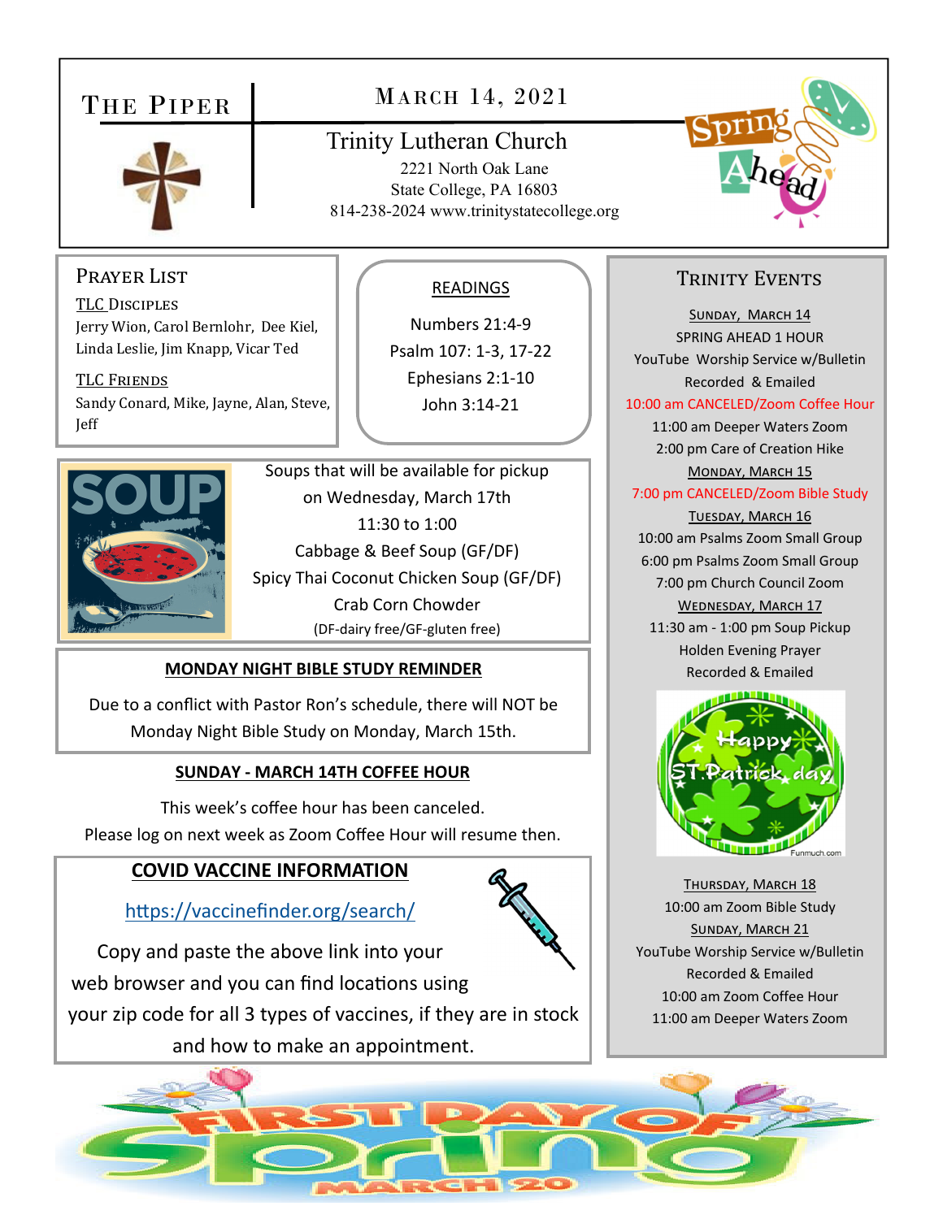# The Piper

## March 14, 2021

**Trinity Lutheran Church**

2221 North Oak Lane
State College, PA 16803
814-238-2024 www.trinitystatecollege.org

## Prayer List

TLC Disciples
Jerry Wion, Carol Bernlohr, Dee Kiel, Linda Leslie, Jim Knapp, Vicar Ted

TLC Friends
Sandy Conard, Mike, Jayne, Alan, Steve, Jeff

## READINGS

Numbers 21:4-9
Psalm 107: 1-3, 17-22
Ephesians 2:1-10
John 3:14-21

## SOUP

Soups that will be available for pickup on Wednesday, March 17th
11:30 to 1:00

Cabbage & Beef Soup (GF/DF)
Spicy Thai Coconut Chicken Soup (GF/DF)
Crab Corn Chowder
(DF-dairy free/GF-gluten free)

## MONDAY NIGHT BIBLE STUDY REMINDER

Due to a conflict with Pastor Ron's schedule, there will NOT be Monday Night Bible Study on Monday, March 15th.

## SUNDAY - MARCH 14TH COFFEE HOUR

This week's coffee hour has been canceled.
Please log on next week as Zoom Coffee Hour will resume then.

## COVID VACCINE INFORMATION

https://vaccinefinder.org/search/

Copy and paste the above link into your web browser and you can find locations using your zip code for all 3 types of vaccines, if they are in stock and how to make an appointment.

## Trinity Events

**Sunday, March 14**
SPRING AHEAD 1 HOUR
YouTube Worship Service w/Bulletin
Recorded & Emailed
10:00 am CANCELED/Zoom Coffee Hour
11:00 am Deeper Waters Zoom
2:00 pm Care of Creation Hike

**Monday, March 15**
7:00 pm CANCELED/Zoom Bible Study

**Tuesday, March 16**
10:00 am Psalms Zoom Small Group
6:00 pm Psalms Zoom Small Group
7:00 pm Church Council Zoom

**Wednesday, March 17**
11:30 am - 1:00 pm Soup Pickup
Holden Evening Prayer
Recorded & Emailed

Happy St. Patrick day

**Thursday, March 18**
10:00 am Zoom Bible Study

**Sunday, March 21**
YouTube Worship Service w/Bulletin
Recorded & Emailed
10:00 am Zoom Coffee Hour
11:00 am Deeper Waters Zoom

First Day of Spring
March 20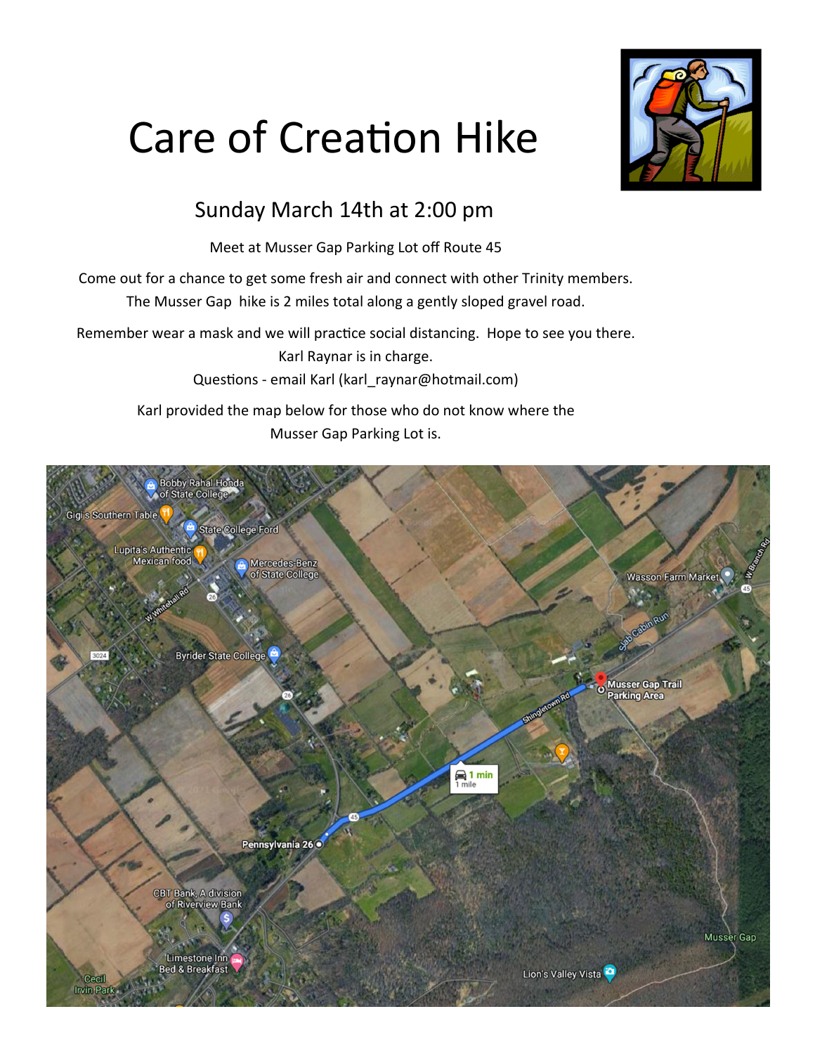# Care of Creation Hike

## Sunday March 14th at 2:00 pm

Meet at Musser Gap Parking Lot off Route 45

Come out for a chance to get some fresh air and connect with other Trinity members. The Musser Gap hike is 2 miles total along a gently sloped gravel road.

Remember wear a mask and we will practice social distancing. Hope to see you there.
Karl Raynar is in charge.
Questions - email Karl (karl_raynar@hotmail.com)

Karl provided the map below for those who do not know where the Musser Gap Parking Lot is.